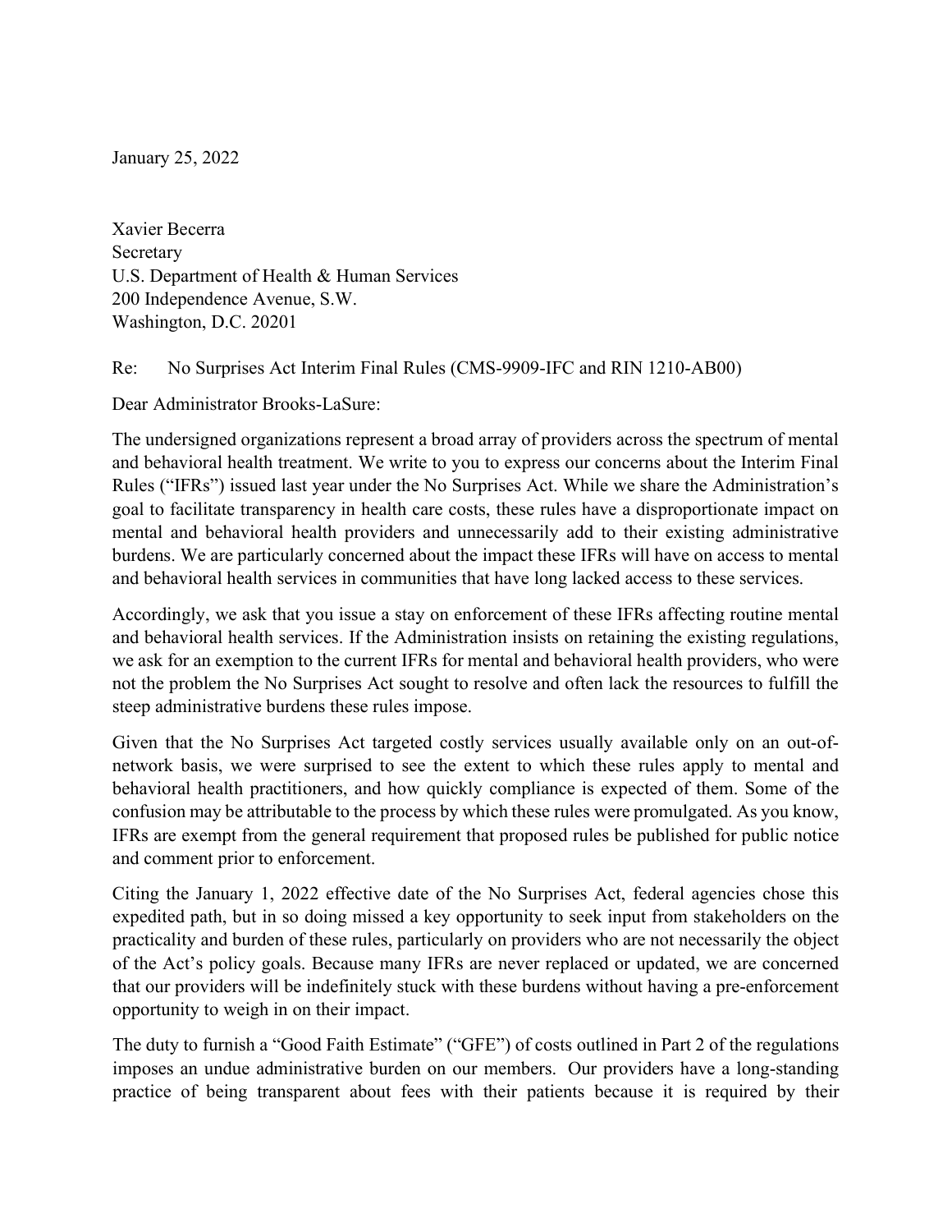January 25, 2022

Xavier Becerra
Secretary
U.S. Department of Health & Human Services
200 Independence Avenue, S.W.
Washington, D.C. 20201

Re: No Surprises Act Interim Final Rules (CMS-9909-IFC and RIN 1210-AB00)

Dear Administrator Brooks-LaSure:

The undersigned organizations represent a broad array of providers across the spectrum of mental and behavioral health treatment. We write to you to express our concerns about the Interim Final Rules ("IFRs") issued last year under the No Surprises Act. While we share the Administration's goal to facilitate transparency in health care costs, these rules have a disproportionate impact on mental and behavioral health providers and unnecessarily add to their existing administrative burdens. We are particularly concerned about the impact these IFRs will have on access to mental and behavioral health services in communities that have long lacked access to these services.

Accordingly, we ask that you issue a stay on enforcement of these IFRs affecting routine mental and behavioral health services. If the Administration insists on retaining the existing regulations, we ask for an exemption to the current IFRs for mental and behavioral health providers, who were not the problem the No Surprises Act sought to resolve and often lack the resources to fulfill the steep administrative burdens these rules impose.

Given that the No Surprises Act targeted costly services usually available only on an out-of-network basis, we were surprised to see the extent to which these rules apply to mental and behavioral health practitioners, and how quickly compliance is expected of them. Some of the confusion may be attributable to the process by which these rules were promulgated. As you know, IFRs are exempt from the general requirement that proposed rules be published for public notice and comment prior to enforcement.

Citing the January 1, 2022 effective date of the No Surprises Act, federal agencies chose this expedited path, but in so doing missed a key opportunity to seek input from stakeholders on the practicality and burden of these rules, particularly on providers who are not necessarily the object of the Act's policy goals. Because many IFRs are never replaced or updated, we are concerned that our providers will be indefinitely stuck with these burdens without having a pre-enforcement opportunity to weigh in on their impact.

The duty to furnish a "Good Faith Estimate" ("GFE") of costs outlined in Part 2 of the regulations imposes an undue administrative burden on our members. Our providers have a long-standing practice of being transparent about fees with their patients because it is required by their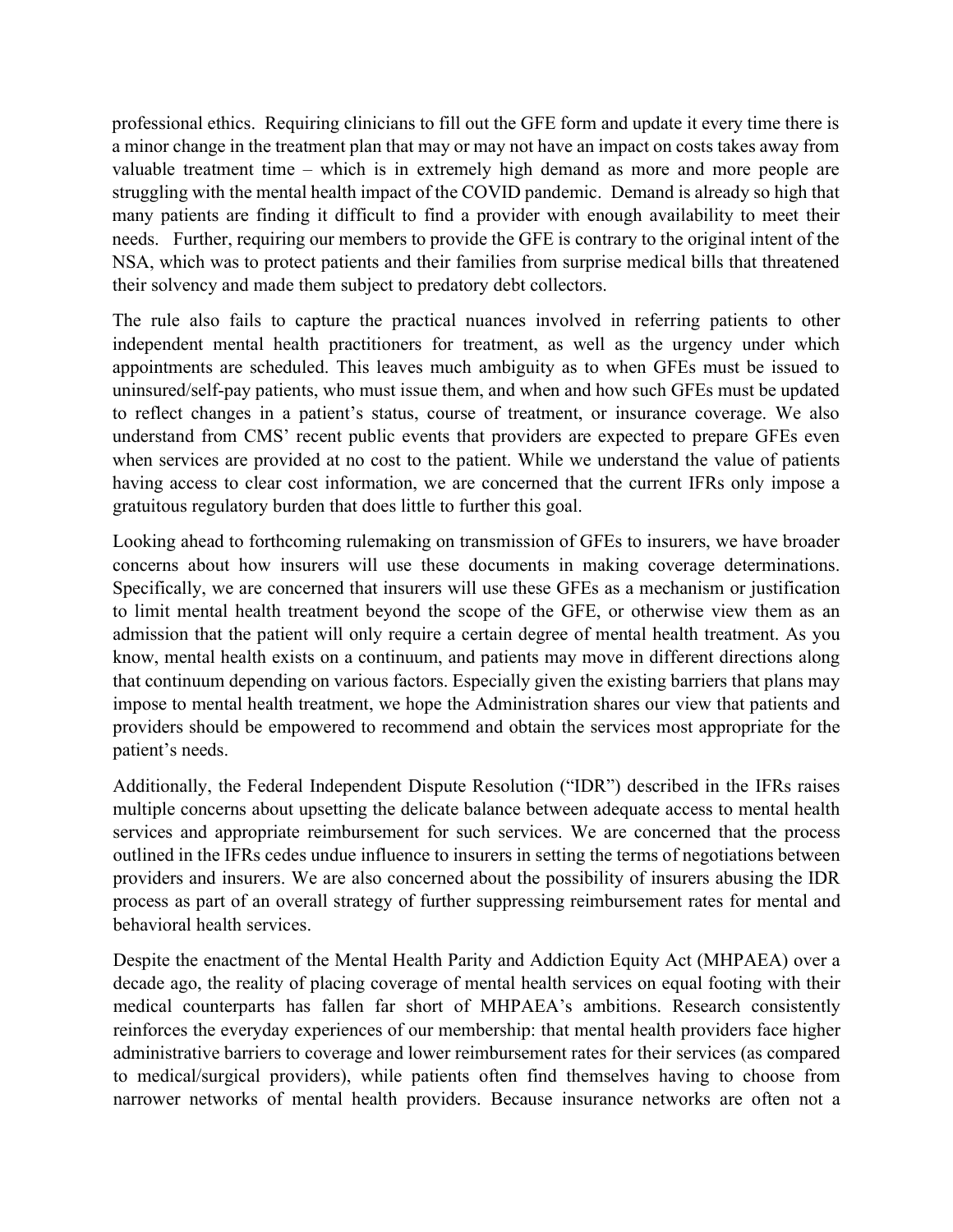professional ethics. Requiring clinicians to fill out the GFE form and update it every time there is a minor change in the treatment plan that may or may not have an impact on costs takes away from valuable treatment time – which is in extremely high demand as more and more people are struggling with the mental health impact of the COVID pandemic. Demand is already so high that many patients are finding it difficult to find a provider with enough availability to meet their needs. Further, requiring our members to provide the GFE is contrary to the original intent of the NSA, which was to protect patients and their families from surprise medical bills that threatened their solvency and made them subject to predatory debt collectors.

The rule also fails to capture the practical nuances involved in referring patients to other independent mental health practitioners for treatment, as well as the urgency under which appointments are scheduled. This leaves much ambiguity as to when GFEs must be issued to uninsured/self-pay patients, who must issue them, and when and how such GFEs must be updated to reflect changes in a patient's status, course of treatment, or insurance coverage. We also understand from CMS' recent public events that providers are expected to prepare GFEs even when services are provided at no cost to the patient. While we understand the value of patients having access to clear cost information, we are concerned that the current IFRs only impose a gratuitous regulatory burden that does little to further this goal.

Looking ahead to forthcoming rulemaking on transmission of GFEs to insurers, we have broader concerns about how insurers will use these documents in making coverage determinations. Specifically, we are concerned that insurers will use these GFEs as a mechanism or justification to limit mental health treatment beyond the scope of the GFE, or otherwise view them as an admission that the patient will only require a certain degree of mental health treatment. As you know, mental health exists on a continuum, and patients may move in different directions along that continuum depending on various factors. Especially given the existing barriers that plans may impose to mental health treatment, we hope the Administration shares our view that patients and providers should be empowered to recommend and obtain the services most appropriate for the patient's needs.

Additionally, the Federal Independent Dispute Resolution ("IDR") described in the IFRs raises multiple concerns about upsetting the delicate balance between adequate access to mental health services and appropriate reimbursement for such services. We are concerned that the process outlined in the IFRs cedes undue influence to insurers in setting the terms of negotiations between providers and insurers. We are also concerned about the possibility of insurers abusing the IDR process as part of an overall strategy of further suppressing reimbursement rates for mental and behavioral health services.

Despite the enactment of the Mental Health Parity and Addiction Equity Act (MHPAEA) over a decade ago, the reality of placing coverage of mental health services on equal footing with their medical counterparts has fallen far short of MHPAEA's ambitions. Research consistently reinforces the everyday experiences of our membership: that mental health providers face higher administrative barriers to coverage and lower reimbursement rates for their services (as compared to medical/surgical providers), while patients often find themselves having to choose from narrower networks of mental health providers. Because insurance networks are often not a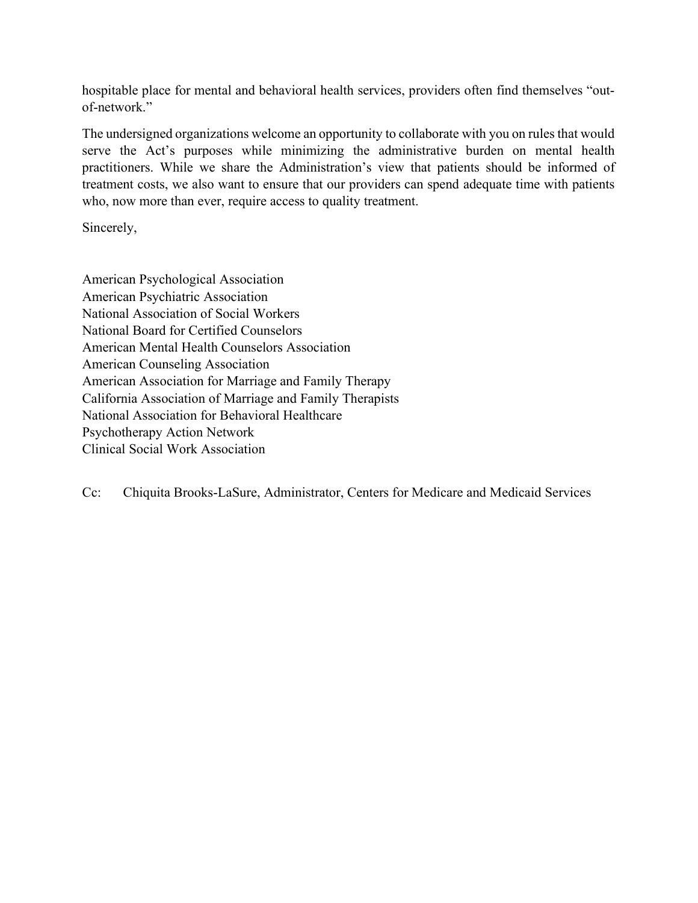hospitable place for mental and behavioral health services, providers often find themselves "out-of-network."

The undersigned organizations welcome an opportunity to collaborate with you on rules that would serve the Act's purposes while minimizing the administrative burden on mental health practitioners. While we share the Administration's view that patients should be informed of treatment costs, we also want to ensure that our providers can spend adequate time with patients who, now more than ever, require access to quality treatment.

Sincerely,

American Psychological Association
American Psychiatric Association
National Association of Social Workers
National Board for Certified Counselors
American Mental Health Counselors Association
American Counseling Association
American Association for Marriage and Family Therapy
California Association of Marriage and Family Therapists
National Association for Behavioral Healthcare
Psychotherapy Action Network
Clinical Social Work Association

Cc: Chiquita Brooks-LaSure, Administrator, Centers for Medicare and Medicaid Services